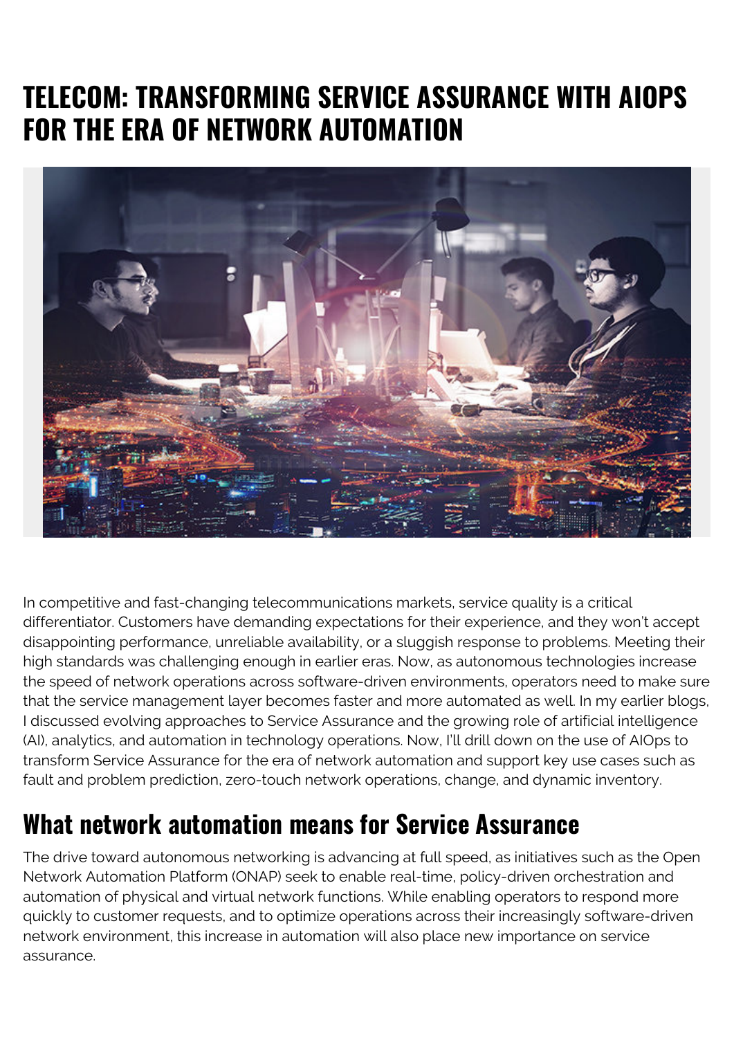# TELECOM: TRANSFORMING SERVICE ASSURANCE WITH AIOPS FOR THE ERA OF NETWORK AUTOMATION

In competitive and fast-changing telecommunications markets, service quality is a critical differentiator. Customers have demanding expectations for their experience, and they won't accept disappointing performance, unreliable availability, or a sluggish response to problems. Meeting their high standards was challenging enough in earlier eras. Now, as autonomous technologies increase the speed of network operations across software-driven environments, operators need to make sure that the service management layer becomes faster and more automated as well. In my earlier blogs, I discussed evolving approaches to Service Assurance and the growing role of artificial intelligence (AI), analytics, and automation in technology operations. Now, I'll drill down on the use of AIOps to transform Service Assurance for the era of network automation and support key use cases such as fault and problem prediction, zero-touch network operations, change, and dynamic inventory.

## What network automation means for Service Assurance

The drive toward autonomous networking is advancing at full speed, as initiatives such as the Open Network Automation Platform (ONAP) seek to enable real-time, policy-driven orchestration and automation of physical and virtual network functions. While enabling operators to respond more quickly to customer requests, and to optimize operations across their increasingly software-driven network environment, this increase in automation will also place new importance on service assurance.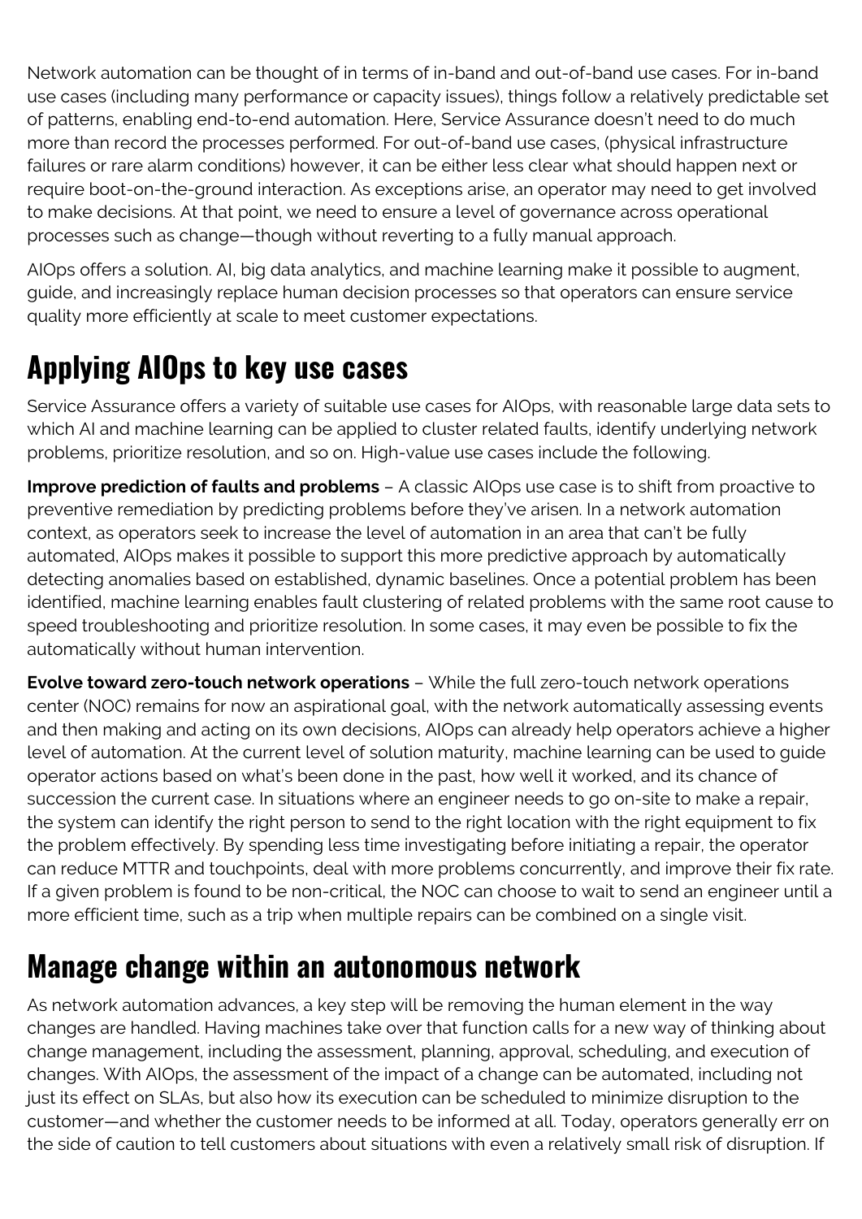Network automation can be thought of in terms of in-band and out-of-band use cases. For in-band use cases (including many performance or capacity issues), things follow a relatively predictable set of patterns, enabling end-to-end automation. Here, Service Assurance doesn't need to do much more than record the processes performed. For out-of-band use cases, (physical infrastructure failures or rare alarm conditions) however, it can be either less clear what should happen next or require boot-on-the-ground interaction. As exceptions arise, an operator may need to get involved to make decisions. At that point, we need to ensure a level of governance across operational processes such as change—though without reverting to a fully manual approach.

AIOps offers a solution. AI, big data analytics, and machine learning make it possible to augment, guide, and increasingly replace human decision processes so that operators can ensure service quality more efficiently at scale to meet customer expectations.

## Applying AIOps to key use cases

Service Assurance offers a variety of suitable use cases for AIOps, with reasonable large data sets to which AI and machine learning can be applied to cluster related faults, identify underlying network problems, prioritize resolution, and so on. High-value use cases include the following.

**Improve prediction of faults and problems** – A classic AIOps use case is to shift from proactive to preventive remediation by predicting problems before they've arisen. In a network automation context, as operators seek to increase the level of automation in an area that can't be fully automated, AIOps makes it possible to support this more predictive approach by automatically detecting anomalies based on established, dynamic baselines. Once a potential problem has been identified, machine learning enables fault clustering of related problems with the same root cause to speed troubleshooting and prioritize resolution. In some cases, it may even be possible to fix the automatically without human intervention.

**Evolve toward zero-touch network operations** – While the full zero-touch network operations center (NOC) remains for now an aspirational goal, with the network automatically assessing events and then making and acting on its own decisions, AIOps can already help operators achieve a higher level of automation. At the current level of solution maturity, machine learning can be used to guide operator actions based on what's been done in the past, how well it worked, and its chance of succession the current case. In situations where an engineer needs to go on-site to make a repair, the system can identify the right person to send to the right location with the right equipment to fix the problem effectively. By spending less time investigating before initiating a repair, the operator can reduce MTTR and touchpoints, deal with more problems concurrently, and improve their fix rate. If a given problem is found to be non-critical, the NOC can choose to wait to send an engineer until a more efficient time, such as a trip when multiple repairs can be combined on a single visit.

## Manage change within an autonomous network

As network automation advances, a key step will be removing the human element in the way changes are handled. Having machines take over that function calls for a new way of thinking about change management, including the assessment, planning, approval, scheduling, and execution of changes. With AIOps, the assessment of the impact of a change can be automated, including not just its effect on SLAs, but also how its execution can be scheduled to minimize disruption to the customer—and whether the customer needs to be informed at all. Today, operators generally err on the side of caution to tell customers about situations with even a relatively small risk of disruption. If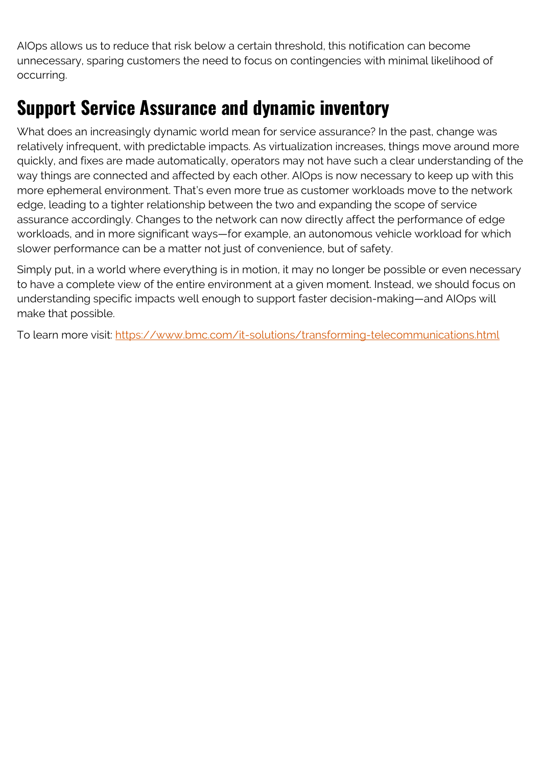AIOps allows us to reduce that risk below a certain threshold, this notification can become unnecessary, sparing customers the need to focus on contingencies with minimal likelihood of occurring.

## Support Service Assurance and dynamic inventory

What does an increasingly dynamic world mean for service assurance? In the past, change was relatively infrequent, with predictable impacts. As virtualization increases, things move around more quickly, and fixes are made automatically, operators may not have such a clear understanding of the way things are connected and affected by each other. AIOps is now necessary to keep up with this more ephemeral environment. That's even more true as customer workloads move to the network edge, leading to a tighter relationship between the two and expanding the scope of service assurance accordingly. Changes to the network can now directly affect the performance of edge workloads, and in more significant ways—for example, an autonomous vehicle workload for which slower performance can be a matter not just of convenience, but of safety.

Simply put, in a world where everything is in motion, it may no longer be possible or even necessary to have a complete view of the entire environment at a given moment. Instead, we should focus on understanding specific impacts well enough to support faster decision-making—and AIOps will make that possible.

To learn more visit: [https://www.bmc.com/it-solutions/transforming-telecommunications.html](https://www.bmc.com/it-solutions/transforming-telecommunications.html)